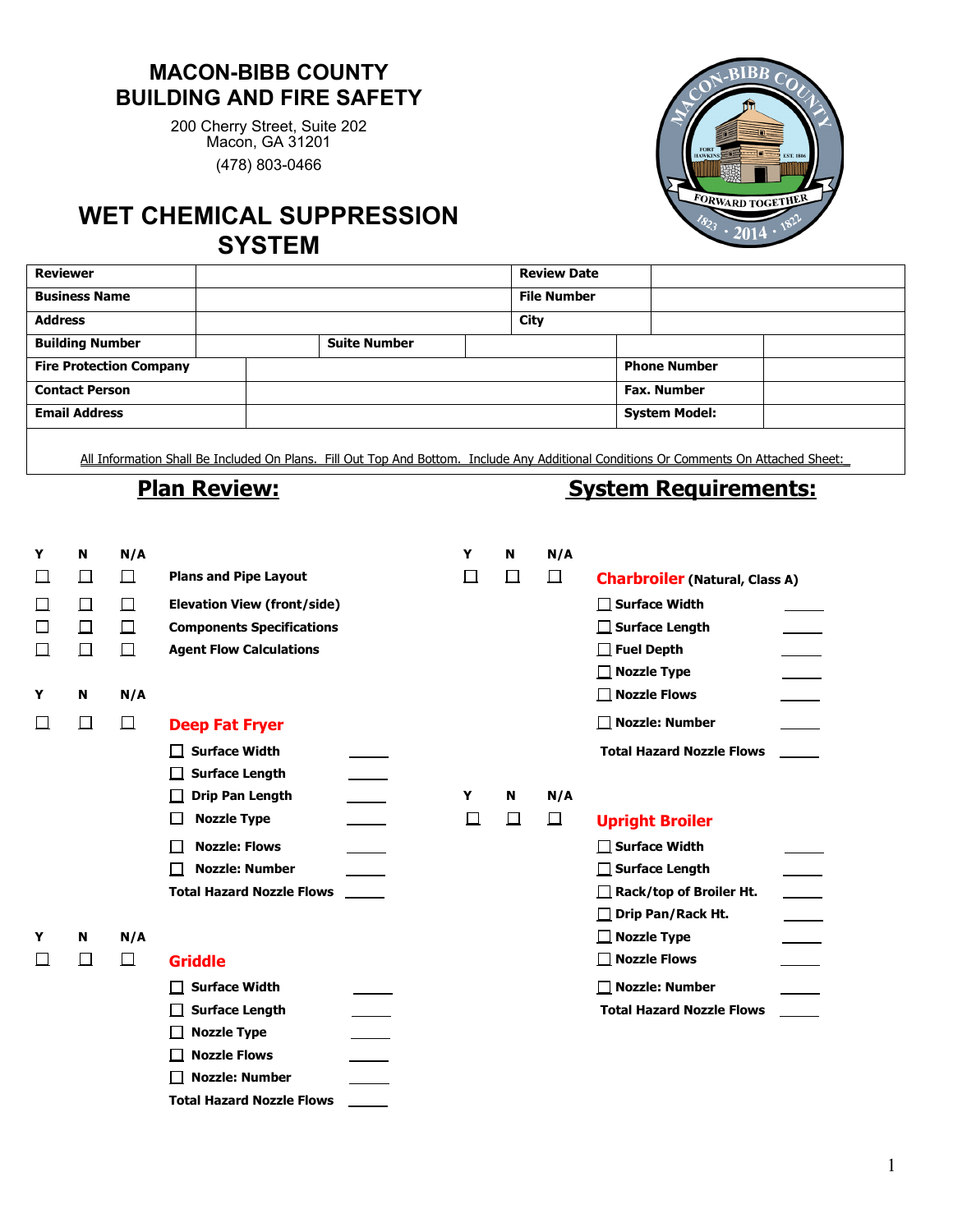# MACON-BIBB COUNTY
# BUILDING AND FIRE SAFETY

200 Cherry Street, Suite 202
Macon, GA 31201
(478) 803-0466

# WET CHEMICAL SUPPRESSION SYSTEM

| | | | |
|---|---|---|---|
| **Reviewer** | | **Review Date** | |
| **Business Name** | | **File Number** | |
| **Address** | | **City** | |
| **Building Number** | **Suite Number** | | |
| **Fire Protection Company** | | **Phone Number** | |
| **Contact Person** | | **Fax. Number** | |
| **Email Address** | | **System Model:** | |

All Information Shall Be Included On Plans. Fill Out Top And Bottom. Include Any Additional Conditions Or Comments On Attached Sheet:

## Plan Review:

| Y | N | N/A | |
|---|---|---|---|
| ☐ | ☐ | ☐ | **Plans and Pipe Layout** |
| ☐ | ☐ | ☐ | **Elevation View (front/side)** |
| ☐ | ☐ | ☐ | **Components Specifications** |
| ☐ | ☐ | ☐ | **Agent Flow Calculations** |

| Y | N | N/A | |
|---|---|---|---|
| ☐ | ☐ | ☐ | **Deep Fat Fryer** |

- ☐ **Surface Width** ______
- ☐ **Surface Length** ______
- ☐ **Drip Pan Length** ______
- ☐ **Nozzle Type** ______
- ☐ **Nozzle: Flows** ______
- ☐ **Nozzle: Number** ______

**Total Hazard Nozzle Flows** ______

| Y | N | N/A | |
|---|---|---|---|
| ☐ | ☐ | ☐ | **Griddle** |

- ☐ **Surface Width** ______
- ☐ **Surface Length** ______
- ☐ **Nozzle Type** ______
- ☐ **Nozzle Flows** ______
- ☐ **Nozzle: Number** ______

**Total Hazard Nozzle Flows** ______

## System Requirements:

| Y | N | N/A | |
|---|---|---|---|
| ☐ | ☐ | ☐ | **Charbroiler (Natural, Class A)** |

- ☐ **Surface Width** ______
- ☐ **Surface Length** ______
- ☐ **Fuel Depth** ______
- ☐ **Nozzle Type** ______
- ☐ **Nozzle Flows** ______
- ☐ **Nozzle: Number** ______

**Total Hazard Nozzle Flows** ______

| Y | N | N/A | |
|---|---|---|---|
| ☐ | ☐ | ☐ | **Upright Broiler** |

- ☐ **Surface Width** ______
- ☐ **Surface Length** ______
- ☐ **Rack/top of Broiler Ht.** ______
- ☐ **Drip Pan/Rack Ht.** ______
- ☐ **Nozzle Type** ______
- ☐ **Nozzle Flows** ______
- ☐ **Nozzle: Number** ______

**Total Hazard Nozzle Flows** ______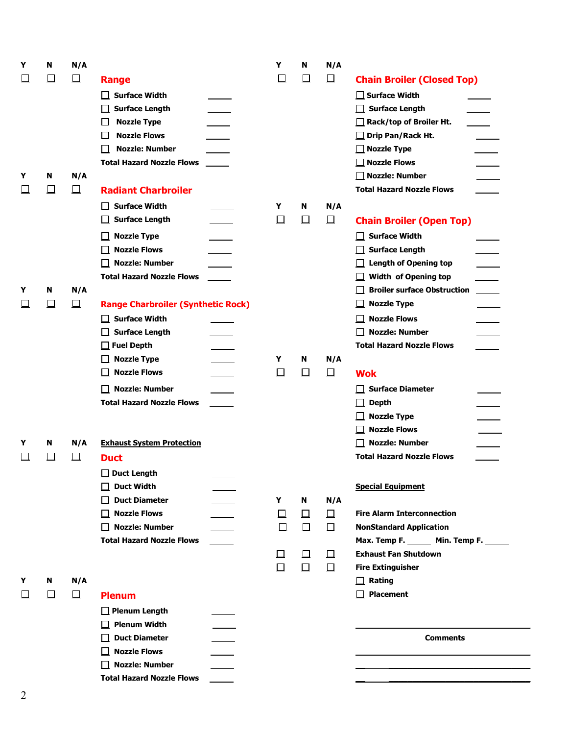| Y | N | N/A | |
|---|---|---|---|
| ☐ | ☐ | ☐ | **Range** |

- ☐ Surface Width _____
- ☐ Surface Length _____
- ☐ Nozzle Type _____
- ☐ Nozzle Flows _____
- ☐ Nozzle: Number _____

**Total Hazard Nozzle Flows** _____

| Y | N | N/A | |
|---|---|---|---|
| ☐ | ☐ | ☐ | **Radiant Charbroiler** |

- ☐ Surface Width _____
- ☐ Surface Length _____
- ☐ Nozzle Type _____
- ☐ Nozzle Flows _____
- ☐ Nozzle: Number _____

**Total Hazard Nozzle Flows** _____

| Y | N | N/A | |
|---|---|---|---|
| ☐ | ☐ | ☐ | **Range Charbroiler (Synthetic Rock)** |

- ☐ Surface Width _____
- ☐ Surface Length _____
- ☐ Fuel Depth _____
- ☐ Nozzle Type _____
- ☐ Nozzle Flows _____
- ☐ Nozzle: Number _____

**Total Hazard Nozzle Flows** _____

**Exhaust System Protection**

| Y | N | N/A | |
|---|---|---|---|
| ☐ | ☐ | ☐ | **Duct** |

- ☐ Duct Length _____
- ☐ Duct Width _____
- ☐ Duct Diameter _____
- ☐ Nozzle Flows _____
- ☐ Nozzle: Number _____

**Total Hazard Nozzle Flows** _____

| Y | N | N/A | |
|---|---|---|---|
| ☐ | ☐ | ☐ | **Plenum** |

- ☐ Plenum Length _____
- ☐ Plenum Width _____
- ☐ Duct Diameter _____
- ☐ Nozzle Flows _____
- ☐ Nozzle: Number _____

**Total Hazard Nozzle Flows** _____

| Y | N | N/A | |
|---|---|---|---|
| ☐ | ☐ | ☐ | **Chain Broiler (Closed Top)** |

- ☐ Surface Width _____
- ☐ Surface Length _____
- ☐ Rack/top of Broiler Ht. _____
- ☐ Drip Pan/Rack Ht. _____
- ☐ Nozzle Type _____
- ☐ Nozzle Flows _____
- ☐ Nozzle: Number _____

**Total Hazard Nozzle Flows** _____

| Y | N | N/A | |
|---|---|---|---|
| ☐ | ☐ | ☐ | **Chain Broiler (Open Top)** |

- ☐ Surface Width _____
- ☐ Surface Length _____
- ☐ Length of Opening top _____
- ☐ Width of Opening top _____
- ☐ Broiler surface Obstruction _____
- ☐ Nozzle Type _____
- ☐ Nozzle Flows _____
- ☐ Nozzle: Number _____

**Total Hazard Nozzle Flows** _____

| Y | N | N/A | |
|---|---|---|---|
| ☐ | ☐ | ☐ | **Wok** |

- ☐ Surface Diameter _____
- ☐ Depth _____
- ☐ Nozzle Type _____
- ☐ Nozzle Flows _____
- ☐ Nozzle: Number _____

**Total Hazard Nozzle Flows** _____

**Special Equipment**

| Y | N | N/A | |
|---|---|---|---|
| ☐ | ☐ | ☐ | Fire Alarm Interconnection |
| ☐ | ☐ | ☐ | NonStandard Application |
| | | | Max. Temp F. _____ Min. Temp F. _____ |
| ☐ | ☐ | ☐ | Exhaust Fan Shutdown |
| ☐ | ☐ | ☐ | Fire Extinguisher |

- ☐ Rating
- ☐ Placement

**Comments**

_______________________________________________

_______________________________________________

_______________________________________________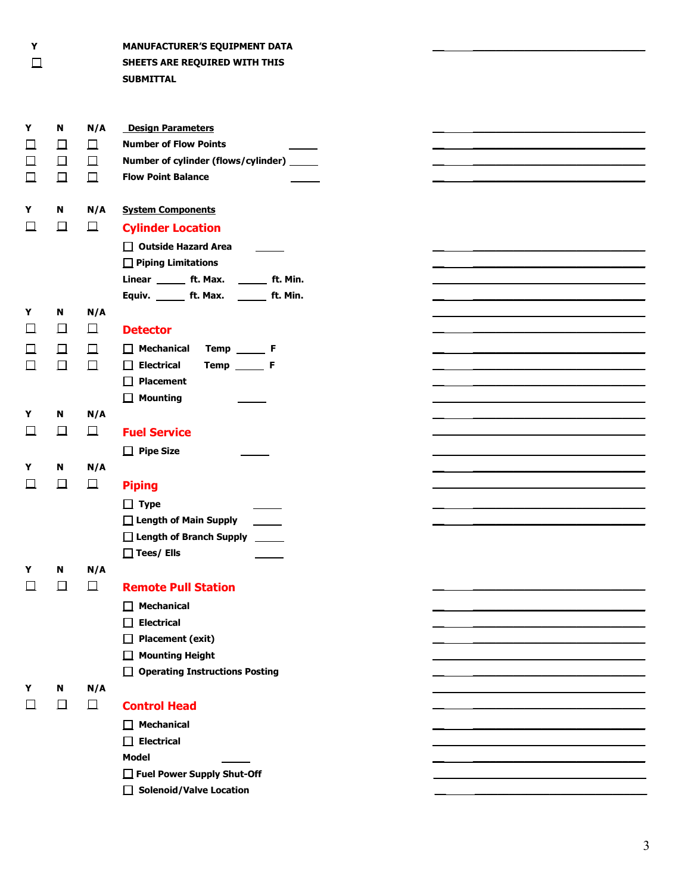| Y | | | | |
|---|---|---|---|---|
| ☐ | | | **MANUFACTURER'S EQUIPMENT DATA SHEETS ARE REQUIRED WITH THIS SUBMITTAL** | ______ |

| Y | N | N/A | **Design Parameters** | |
|---|---|---|---|---|
| ☐ | ☐ | ☐ | **Number of Flow Points** ______ | ______ |
| ☐ | ☐ | ☐ | **Number of cylinder (flows/cylinder)** ______ | ______ |
| ☐ | ☐ | ☐ | **Flow Point Balance** ______ | ______ |

| Y | N | N/A | **System Components** | |
|---|---|---|---|---|
| ☐ | ☐ | ☐ | **Cylinder Location** | |
| | | | ☐ **Outside Hazard Area** ______ | ______ |
| | | | ☐ **Piping Limitations** | ______ |
| | | | **Linear** ______ **ft. Max.** ______ **ft. Min.** | ______ |
| | | | **Equiv.** ______ **ft. Max.** ______ **ft. Min.** | ______ |

| Y | N | N/A | | |
|---|---|---|---|---|
| ☐ | ☐ | ☐ | **Detector** | ______ |
| ☐ | ☐ | ☐ | ☐ **Mechanical** **Temp** ______ **F** | ______ |
| ☐ | ☐ | ☐ | ☐ **Electrical** **Temp** ______ **F** | ______ |
| | | | ☐ **Placement** | ______ |
| | | | ☐ **Mounting** ______ | ______ |

| Y | N | N/A | | |
|---|---|---|---|---|
| ☐ | ☐ | ☐ | **Fuel Service** | ______ |
| | | | ☐ **Pipe Size** ______ | ______ |

| Y | N | N/A | | |
|---|---|---|---|---|
| ☐ | ☐ | ☐ | **Piping** | ______ |
| | | | ☐ **Type** ______ | ______ |
| | | | ☐ **Length of Main Supply** ______ | ______ |
| | | | ☐ **Length of Branch Supply** ______ | |
| | | | ☐ **Tees/ Ells** ______ | |

| Y | N | N/A | | |
|---|---|---|---|---|
| ☐ | ☐ | ☐ | **Remote Pull Station** | ______ |
| | | | ☐ **Mechanical** | ______ |
| | | | ☐ **Electrical** | ______ |
| | | | ☐ **Placement (exit)** | ______ |
| | | | ☐ **Mounting Height** | ______ |
| | | | ☐ **Operating Instructions Posting** | ______ |

| Y | N | N/A | | |
|---|---|---|---|---|
| ☐ | ☐ | ☐ | **Control Head** | ______ |
| | | | ☐ **Mechanical** | ______ |
| | | | ☐ **Electrical** | ______ |
| | | | **Model** ______ | ______ |
| | | | ☐ **Fuel Power Supply Shut-Off** | ______ |
| | | | ☐ **Solenoid/Valve Location** | ______ |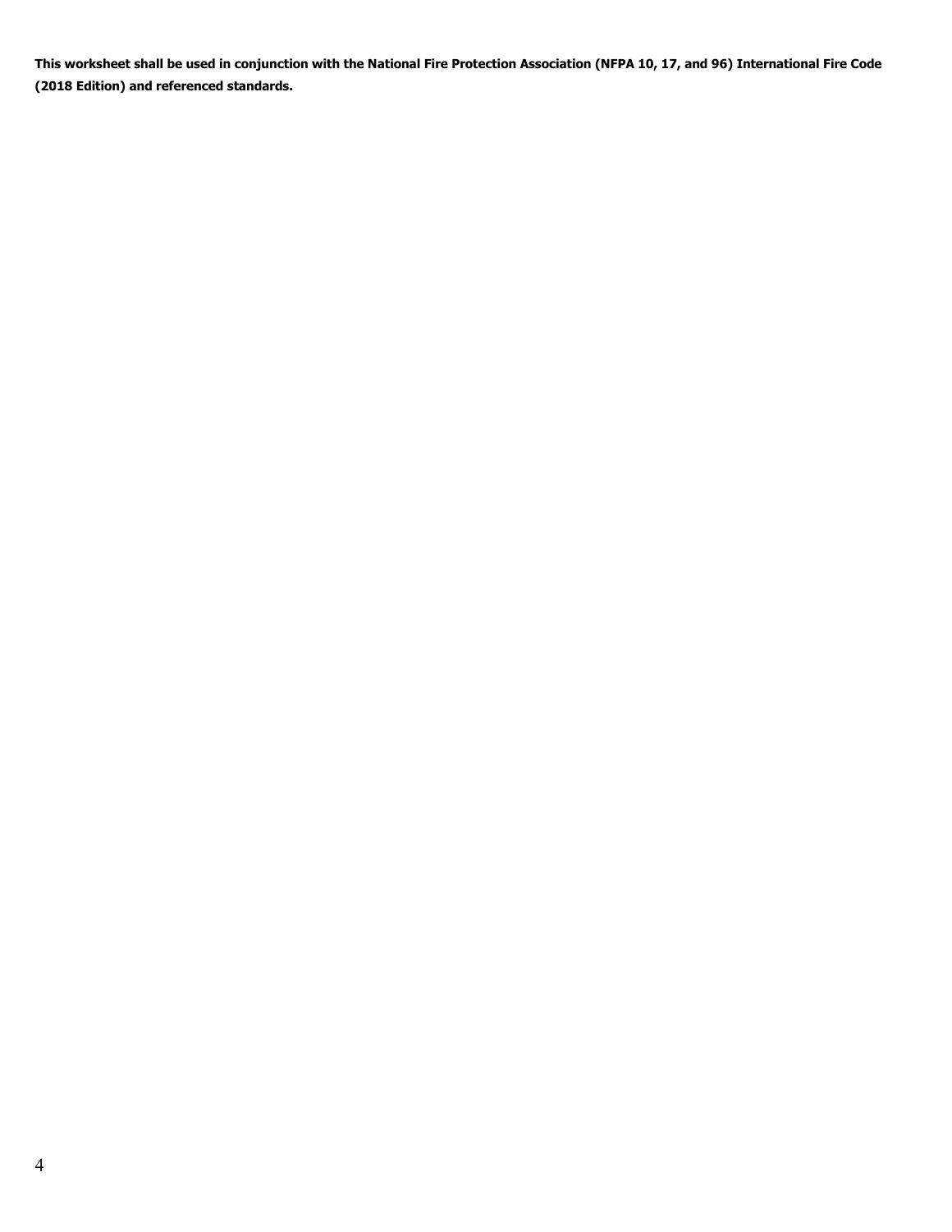**This worksheet shall be used in conjunction with the National Fire Protection Association (NFPA 10, 17, and 96) International Fire Code (2018 Edition) and referenced standards.**